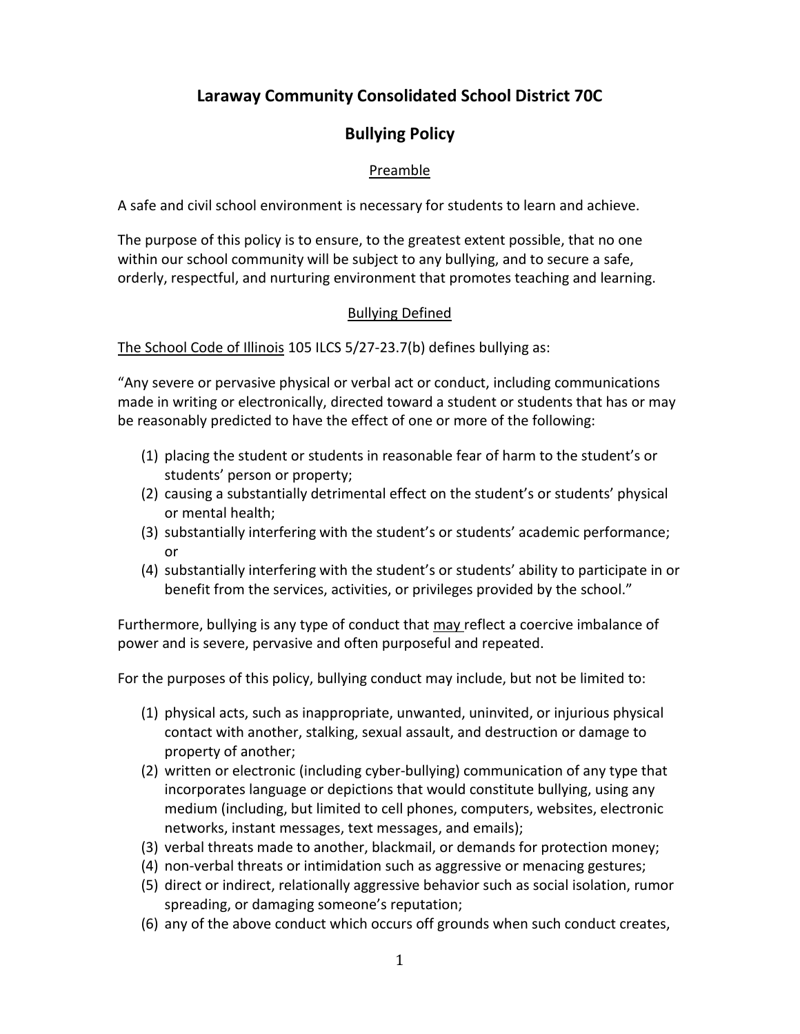# Laraway Community Consolidated School District 70C

## Bullying Policy

### Preamble

A safe and civil school environment is necessary for students to learn and achieve.

The purpose of this policy is to ensure, to the greatest extent possible, that no one within our school community will be subject to any bullying, and to secure a safe, orderly, respectful, and nurturing environment that promotes teaching and learning.

### Bullying Defined

The School Code of Illinois 105 ILCS 5/27-23.7(b) defines bullying as:

"Any severe or pervasive physical or verbal act or conduct, including communications made in writing or electronically, directed toward a student or students that has or may be reasonably predicted to have the effect of one or more of the following:

(1) placing the student or students in reasonable fear of harm to the student's or students' person or property;
(2) causing a substantially detrimental effect on the student's or students' physical or mental health;
(3) substantially interfering with the student's or students' academic performance; or
(4) substantially interfering with the student's or students' ability to participate in or benefit from the services, activities, or privileges provided by the school."

Furthermore, bullying is any type of conduct that may reflect a coercive imbalance of power and is severe, pervasive and often purposeful and repeated.

For the purposes of this policy, bullying conduct may include, but not be limited to:

(1) physical acts, such as inappropriate, unwanted, uninvited, or injurious physical contact with another, stalking, sexual assault, and destruction or damage to property of another;
(2) written or electronic (including cyber-bullying) communication of any type that incorporates language or depictions that would constitute bullying, using any medium (including, but limited to cell phones, computers, websites, electronic networks, instant messages, text messages, and emails);
(3) verbal threats made to another, blackmail, or demands for protection money;
(4) non-verbal threats or intimidation such as aggressive or menacing gestures;
(5) direct or indirect, relationally aggressive behavior such as social isolation, rumor spreading, or damaging someone's reputation;
(6) any of the above conduct which occurs off grounds when such conduct creates,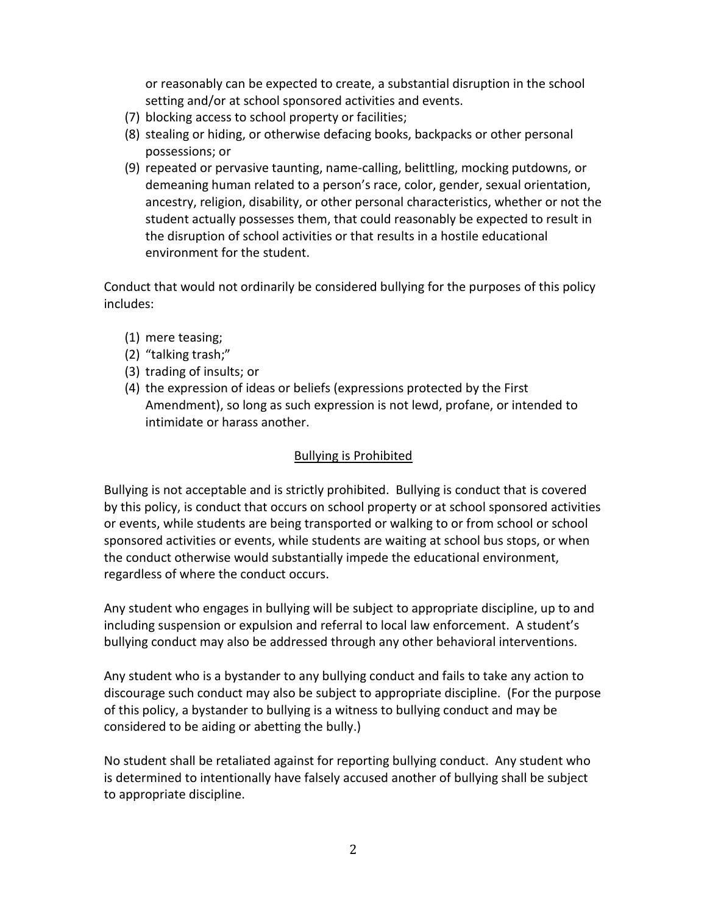or reasonably can be expected to create, a substantial disruption in the school setting and/or at school sponsored activities and events.

(7) blocking access to school property or facilities;

(8) stealing or hiding, or otherwise defacing books, backpacks or other personal possessions; or

(9) repeated or pervasive taunting, name-calling, belittling, mocking putdowns, or demeaning human related to a person's race, color, gender, sexual orientation, ancestry, religion, disability, or other personal characteristics, whether or not the student actually possesses them, that could reasonably be expected to result in the disruption of school activities or that results in a hostile educational environment for the student.

Conduct that would not ordinarily be considered bullying for the purposes of this policy includes:

(1) mere teasing;

(2) "talking trash;"

(3) trading of insults; or

(4) the expression of ideas or beliefs (expressions protected by the First Amendment), so long as such expression is not lewd, profane, or intended to intimidate or harass another.

## Bullying is Prohibited

Bullying is not acceptable and is strictly prohibited. Bullying is conduct that is covered by this policy, is conduct that occurs on school property or at school sponsored activities or events, while students are being transported or walking to or from school or school sponsored activities or events, while students are waiting at school bus stops, or when the conduct otherwise would substantially impede the educational environment, regardless of where the conduct occurs.

Any student who engages in bullying will be subject to appropriate discipline, up to and including suspension or expulsion and referral to local law enforcement. A student's bullying conduct may also be addressed through any other behavioral interventions.

Any student who is a bystander to any bullying conduct and fails to take any action to discourage such conduct may also be subject to appropriate discipline. (For the purpose of this policy, a bystander to bullying is a witness to bullying conduct and may be considered to be aiding or abetting the bully.)

No student shall be retaliated against for reporting bullying conduct. Any student who is determined to intentionally have falsely accused another of bullying shall be subject to appropriate discipline.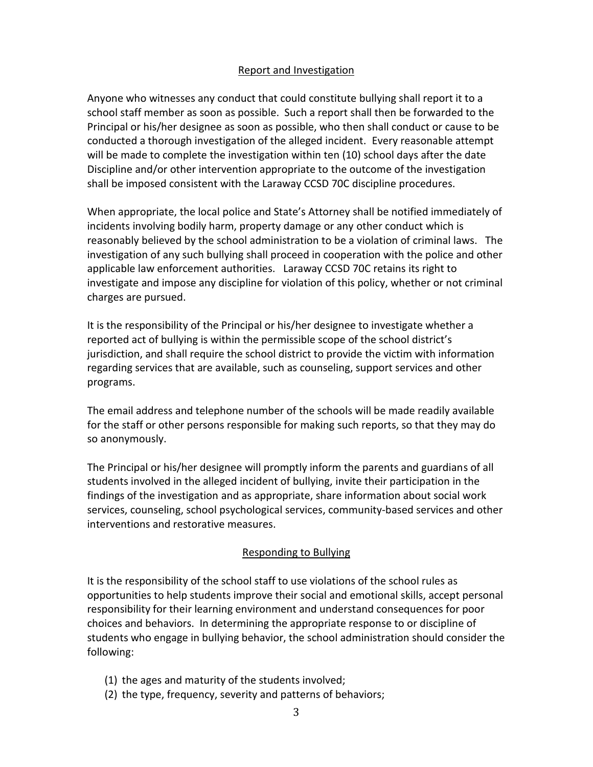## Report and Investigation

Anyone who witnesses any conduct that could constitute bullying shall report it to a school staff member as soon as possible. Such a report shall then be forwarded to the Principal or his/her designee as soon as possible, who then shall conduct or cause to be conducted a thorough investigation of the alleged incident. Every reasonable attempt will be made to complete the investigation within ten (10) school days after the date Discipline and/or other intervention appropriate to the outcome of the investigation shall be imposed consistent with the Laraway CCSD 70C discipline procedures.

When appropriate, the local police and State's Attorney shall be notified immediately of incidents involving bodily harm, property damage or any other conduct which is reasonably believed by the school administration to be a violation of criminal laws. The investigation of any such bullying shall proceed in cooperation with the police and other applicable law enforcement authorities. Laraway CCSD 70C retains its right to investigate and impose any discipline for violation of this policy, whether or not criminal charges are pursued.

It is the responsibility of the Principal or his/her designee to investigate whether a reported act of bullying is within the permissible scope of the school district's jurisdiction, and shall require the school district to provide the victim with information regarding services that are available, such as counseling, support services and other programs.

The email address and telephone number of the schools will be made readily available for the staff or other persons responsible for making such reports, so that they may do so anonymously.

The Principal or his/her designee will promptly inform the parents and guardians of all students involved in the alleged incident of bullying, invite their participation in the findings of the investigation and as appropriate, share information about social work services, counseling, school psychological services, community-based services and other interventions and restorative measures.

## Responding to Bullying

It is the responsibility of the school staff to use violations of the school rules as opportunities to help students improve their social and emotional skills, accept personal responsibility for their learning environment and understand consequences for poor choices and behaviors. In determining the appropriate response to or discipline of students who engage in bullying behavior, the school administration should consider the following:

(1) the ages and maturity of the students involved;
(2) the type, frequency, severity and patterns of behaviors;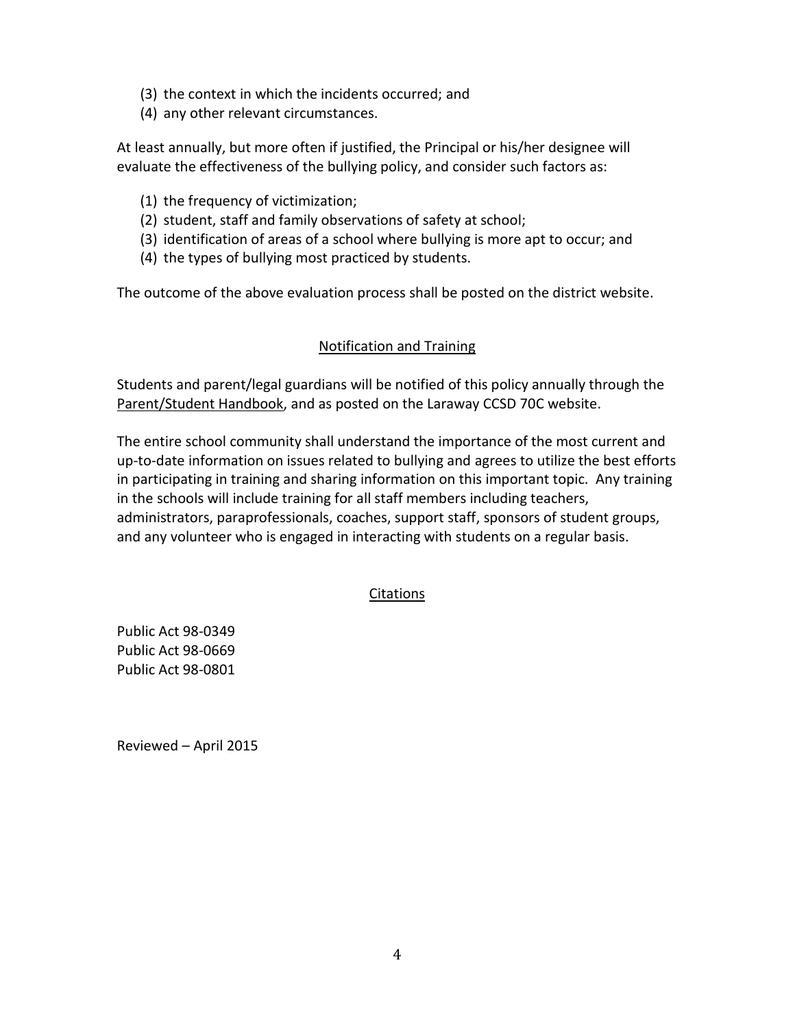(3) the context in which the incidents occurred; and
(4) any other relevant circumstances.

At least annually, but more often if justified, the Principal or his/her designee will evaluate the effectiveness of the bullying policy, and consider such factors as:

(1) the frequency of victimization;
(2) student, staff and family observations of safety at school;
(3) identification of areas of a school where bullying is more apt to occur; and
(4) the types of bullying most practiced by students.

The outcome of the above evaluation process shall be posted on the district website.

## Notification and Training

Students and parent/legal guardians will be notified of this policy annually through the Parent/Student Handbook, and as posted on the Laraway CCSD 70C website.

The entire school community shall understand the importance of the most current and up-to-date information on issues related to bullying and agrees to utilize the best efforts in participating in training and sharing information on this important topic. Any training in the schools will include training for all staff members including teachers, administrators, paraprofessionals, coaches, support staff, sponsors of student groups, and any volunteer who is engaged in interacting with students on a regular basis.

## Citations

Public Act 98-0349
Public Act 98-0669
Public Act 98-0801

Reviewed – April 2015